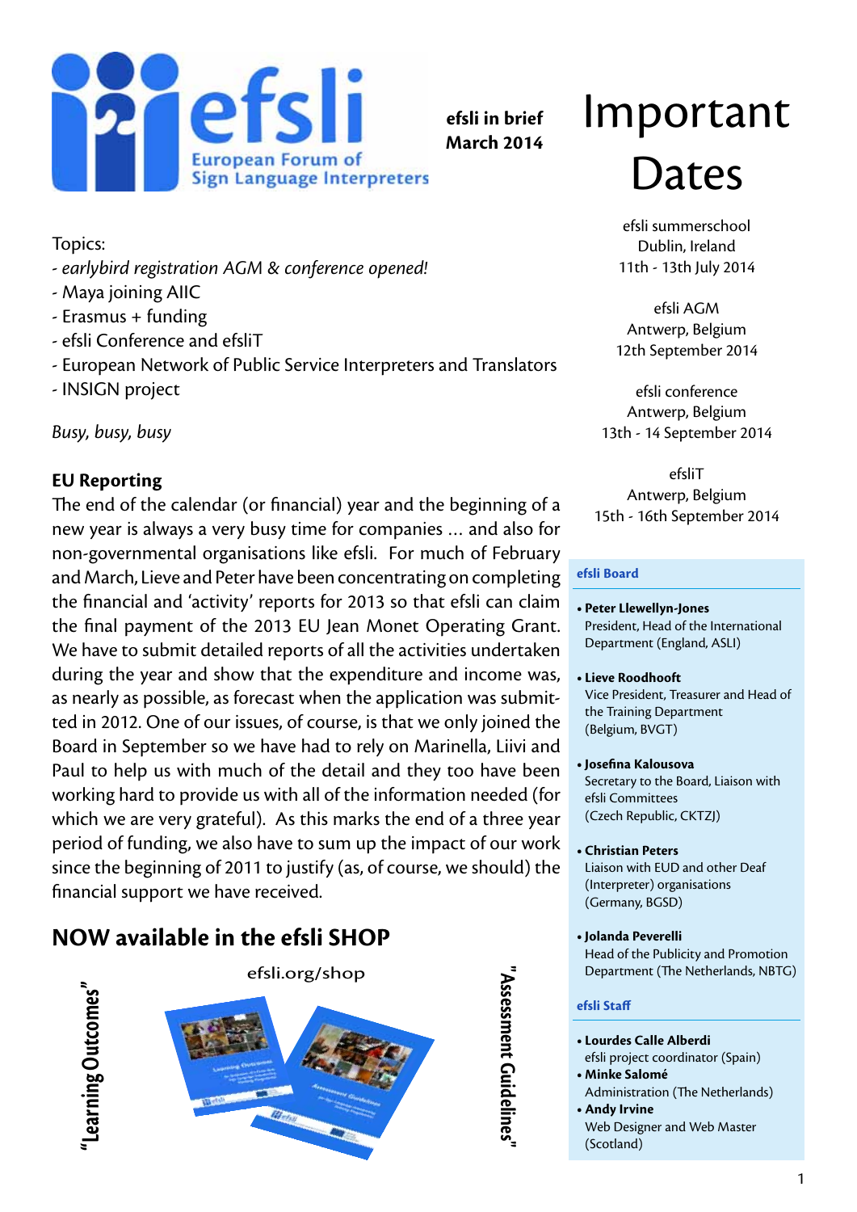# efsli

European Forum of Sign Language Interpreters

**efsli in brief**
**March 2014**

Topics:
- *earlybird registration AGM & conference opened!*
- Maya joining AIIC
- Erasmus + funding
- efsli Conference and efsliT
- European Network of Public Service Interpreters and Translators
- INSIGN project

*Busy, busy, busy*

## EU Reporting

The end of the calendar (or financial) year and the beginning of a new year is always a very busy time for companies ... and also for non-governmental organisations like efsli. For much of February and March, Lieve and Peter have been concentrating on completing the financial and 'activity' reports for 2013 so that efsli can claim the final payment of the 2013 EU Jean Monet Operating Grant. We have to submit detailed reports of all the activities undertaken during the year and show that the expenditure and income was, as nearly as possible, as forecast when the application was submitted in 2012. One of our issues, of course, is that we only joined the Board in September so we have had to rely on Marinella, Liivi and Paul to help us with much of the detail and they too have been working hard to provide us with all of the information needed (for which we are very grateful). As this marks the end of a three year period of funding, we also have to sum up the impact of our work since the beginning of 2011 to justify (as, of course, we should) the financial support we have received.

## NOW available in the efsli SHOP

efsli.org/shop

"Learning Outcomes"

"Assessment Guidelines"

# Important Dates

efsli summerschool
Dublin, Ireland
11th - 13th July 2014

efsli AGM
Antwerp, Belgium
12th September 2014

efsli conference
Antwerp, Belgium
13th - 14 September 2014

efsliT
Antwerp, Belgium
15th - 16th September 2014

### efsli Board

- **Peter Llewellyn-Jones**
  President, Head of the International Department (England, ASLI)
- **Lieve Roodhooft**
  Vice President, Treasurer and Head of the Training Department (Belgium, BVGT)
- **Josefina Kalousova**
  Secretary to the Board, Liaison with efsli Committees (Czech Republic, CKTZJ)
- **Christian Peters**
  Liaison with EUD and other Deaf (Interpreter) organisations (Germany, BGSD)
- **Jolanda Peverelli**
  Head of the Publicity and Promotion Department (The Netherlands, NBTG)

### efsli Staff

- **Lourdes Calle Alberdi**
  efsli project coordinator (Spain)
- **Minke Salomé**
  Administration (The Netherlands)
- **Andy Irvine**
  Web Designer and Web Master (Scotland)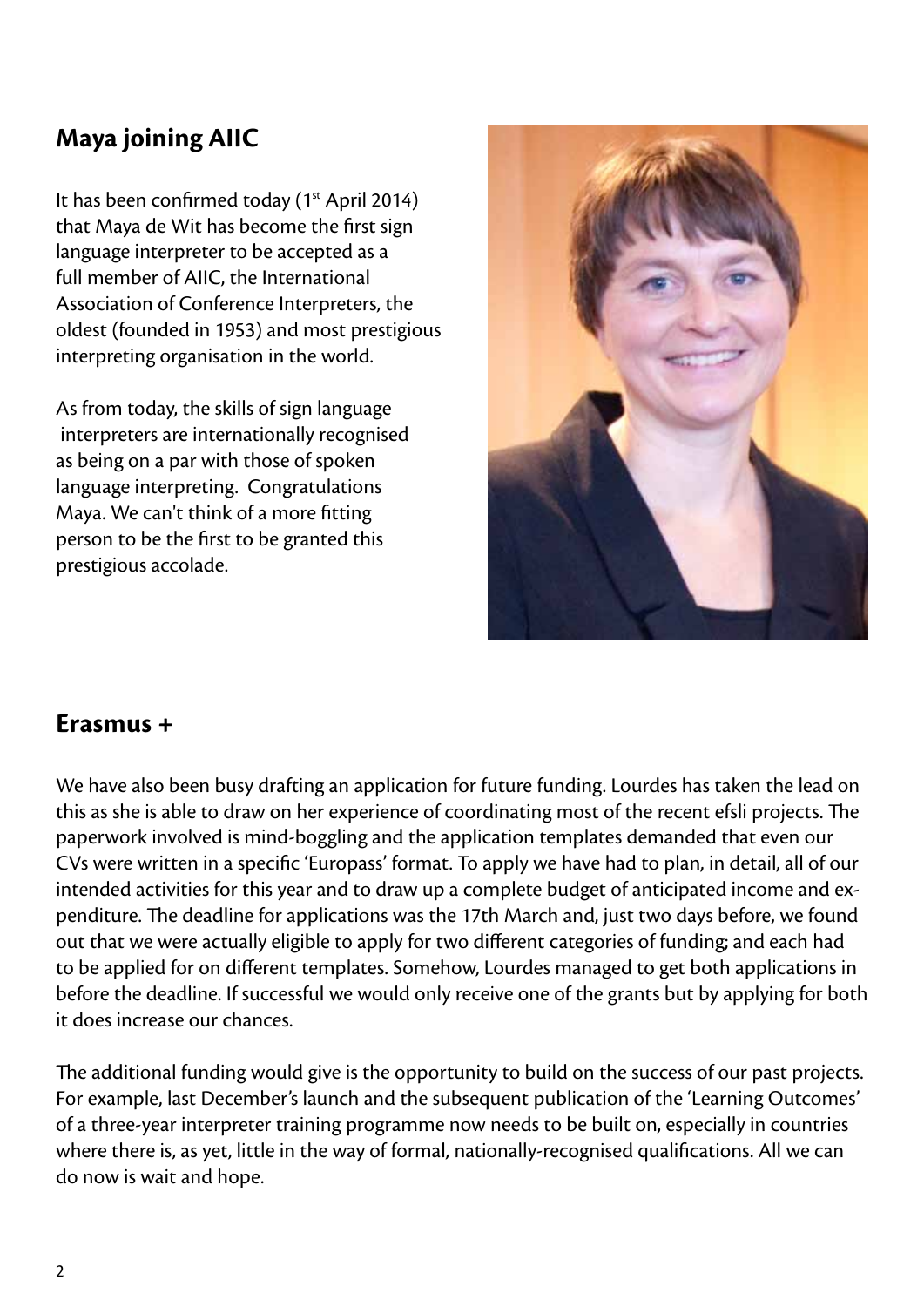## Maya joining AIIC

It has been confirmed today (1st April 2014) that Maya de Wit has become the first sign language interpreter to be accepted as a full member of AIIC, the International Association of Conference Interpreters, the oldest (founded in 1953) and most prestigious interpreting organisation in the world.

As from today, the skills of sign language interpreters are internationally recognised as being on a par with those of spoken language interpreting. Congratulations Maya. We can't think of a more fitting person to be the first to be granted this prestigious accolade.

## Erasmus +

We have also been busy drafting an application for future funding. Lourdes has taken the lead on this as she is able to draw on her experience of coordinating most of the recent efsli projects. The paperwork involved is mind-boggling and the application templates demanded that even our CVs were written in a specific 'Europass' format. To apply we have had to plan, in detail, all of our intended activities for this year and to draw up a complete budget of anticipated income and expenditure. The deadline for applications was the 17th March and, just two days before, we found out that we were actually eligible to apply for two different categories of funding; and each had to be applied for on different templates. Somehow, Lourdes managed to get both applications in before the deadline. If successful we would only receive one of the grants but by applying for both it does increase our chances.

The additional funding would give is the opportunity to build on the success of our past projects. For example, last December's launch and the subsequent publication of the 'Learning Outcomes' of a three-year interpreter training programme now needs to be built on, especially in countries where there is, as yet, little in the way of formal, nationally-recognised qualifications. All we can do now is wait and hope.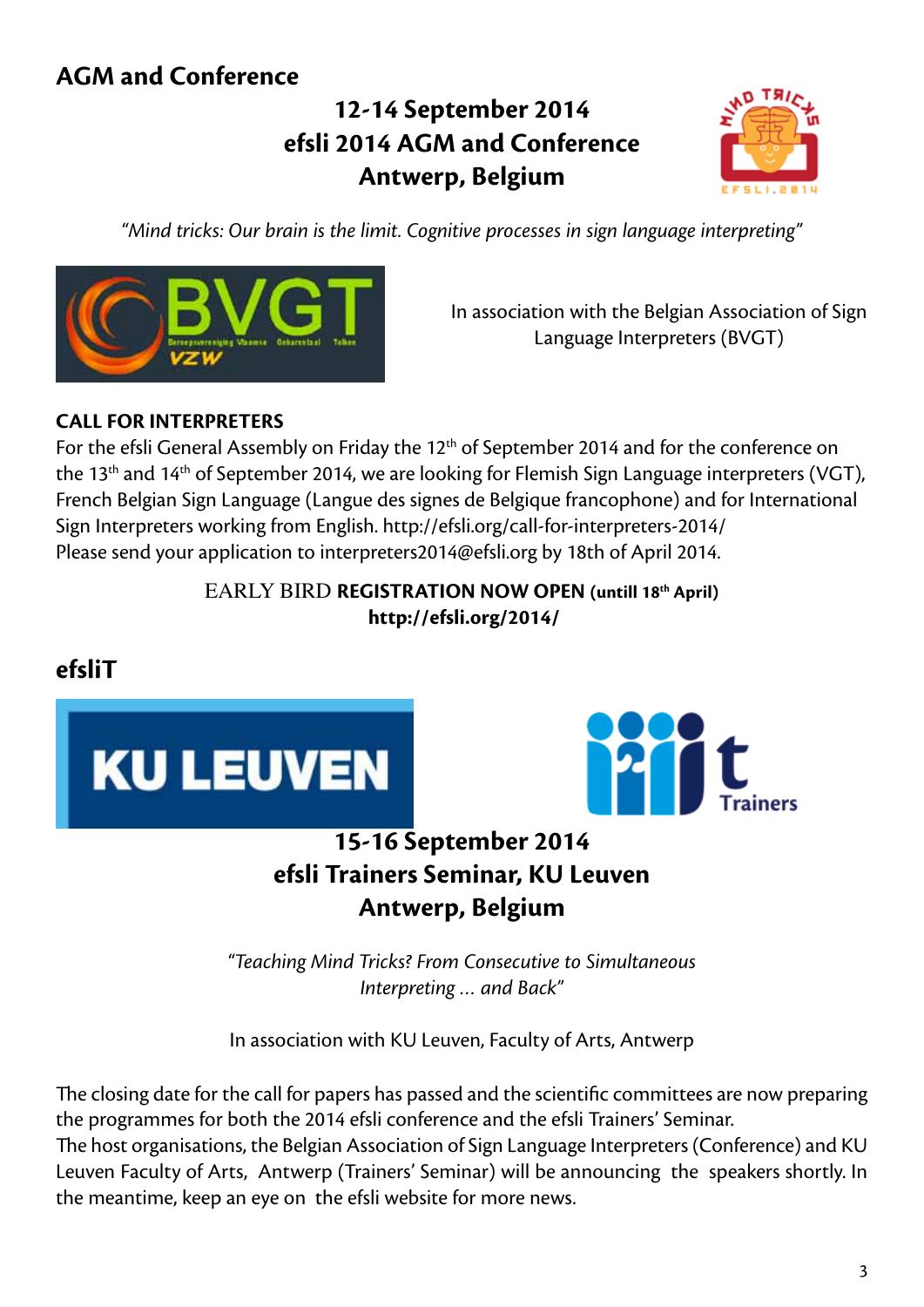## AGM and Conference

**12-14 September 2014**
**efsli 2014 AGM and Conference**
**Antwerp, Belgium**

*"Mind tricks: Our brain is the limit. Cognitive processes in sign language interpreting"*

In association with the Belgian Association of Sign Language Interpreters (BVGT)

**CALL FOR INTERPRETERS**

For the efsli General Assembly on Friday the 12th of September 2014 and for the conference on the 13th and 14th of September 2014, we are looking for Flemish Sign Language interpreters (VGT), French Belgian Sign Language (Langue des signes de Belgique francophone) and for International Sign Interpreters working from English. http://efsli.org/call-for-interpreters-2014/
Please send your application to interpreters2014@efsli.org by 18th of April 2014.

EARLY BIRD **REGISTRATION NOW OPEN (untill 18th April)**
**http://efsli.org/2014/**

## efsliT

**15-16 September 2014**
**efsli Trainers Seminar, KU Leuven**
**Antwerp, Belgium**

*"Teaching Mind Tricks? From Consecutive to Simultaneous Interpreting ... and Back"*

In association with KU Leuven, Faculty of Arts, Antwerp

The closing date for the call for papers has passed and the scientific committees are now preparing the programmes for both the 2014 efsli conference and the efsli Trainers' Seminar.
The host organisations, the Belgian Association of Sign Language Interpreters (Conference) and KU Leuven Faculty of Arts, Antwerp (Trainers' Seminar) will be announcing the speakers shortly. In the meantime, keep an eye on the efsli website for more news.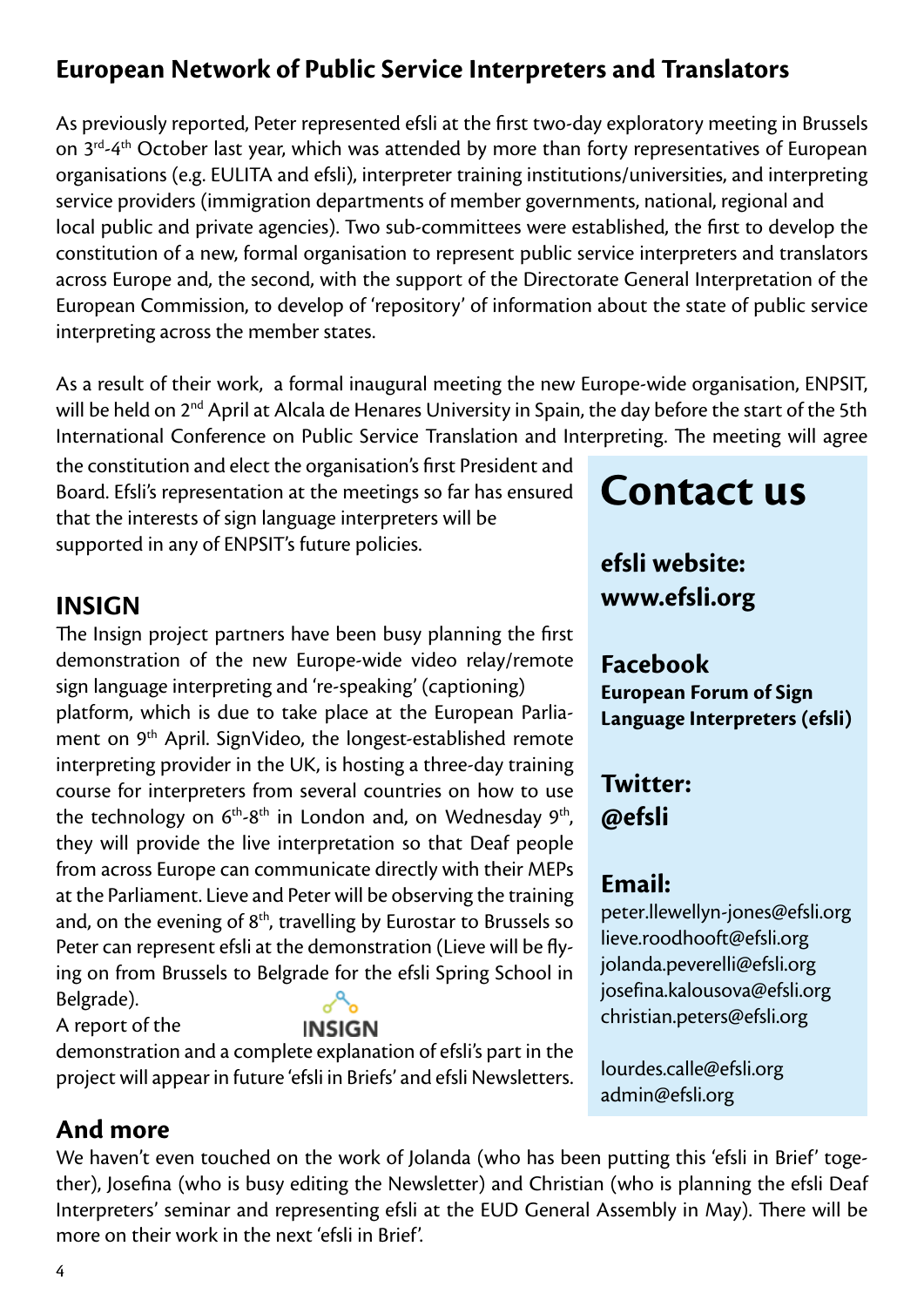## European Network of Public Service Interpreters and Translators

As previously reported, Peter represented efsli at the first two-day exploratory meeting in Brussels on 3rd-4th October last year, which was attended by more than forty representatives of European organisations (e.g. EULITA and efsli), interpreter training institutions/universities, and interpreting service providers (immigration departments of member governments, national, regional and local public and private agencies). Two sub-committees were established, the first to develop the constitution of a new, formal organisation to represent public service interpreters and translators across Europe and, the second, with the support of the Directorate General Interpretation of the European Commission, to develop of 'repository' of information about the state of public service interpreting across the member states.

As a result of their work, a formal inaugural meeting the new Europe-wide organisation, ENPSIT, will be held on 2nd April at Alcala de Henares University in Spain, the day before the start of the 5th International Conference on Public Service Translation and Interpreting. The meeting will agree the constitution and elect the organisation's first President and Board. Efsli's representation at the meetings so far has ensured that the interests of sign language interpreters will be supported in any of ENPSIT's future policies.

## INSIGN

The Insign project partners have been busy planning the first demonstration of the new Europe-wide video relay/remote sign language interpreting and 're-speaking' (captioning) platform, which is due to take place at the European Parliament on 9th April. SignVideo, the longest-established remote interpreting provider in the UK, is hosting a three-day training course for interpreters from several countries on how to use the technology on 6th-8th in London and, on Wednesday 9th, they will provide the live interpretation so that Deaf people from across Europe can communicate directly with their MEPs at the Parliament. Lieve and Peter will be observing the training and, on the evening of 8th, travelling by Eurostar to Brussels so Peter can represent efsli at the demonstration (Lieve will be flying on from Brussels to Belgrade for the efsli Spring School in Belgrade).

INSIGN

A report of the demonstration and a complete explanation of efsli's part in the project will appear in future 'efsli in Briefs' and efsli Newsletters.

# Contact us

**efsli website:**
**www.efsli.org**

**Facebook**
**European Forum of Sign Language Interpreters (efsli)**

**Twitter:**
**@efsli**

**Email:**
peter.llewellyn-jones@efsli.org
lieve.roodhooft@efsli.org
jolanda.peverelli@efsli.org
josefina.kalousova@efsli.org
christian.peters@efsli.org

lourdes.calle@efsli.org
admin@efsli.org

## And more

We haven't even touched on the work of Jolanda (who has been putting this 'efsli in Brief' together), Josefina (who is busy editing the Newsletter) and Christian (who is planning the efsli Deaf Interpreters' seminar and representing efsli at the EUD General Assembly in May). There will be more on their work in the next 'efsli in Brief'.